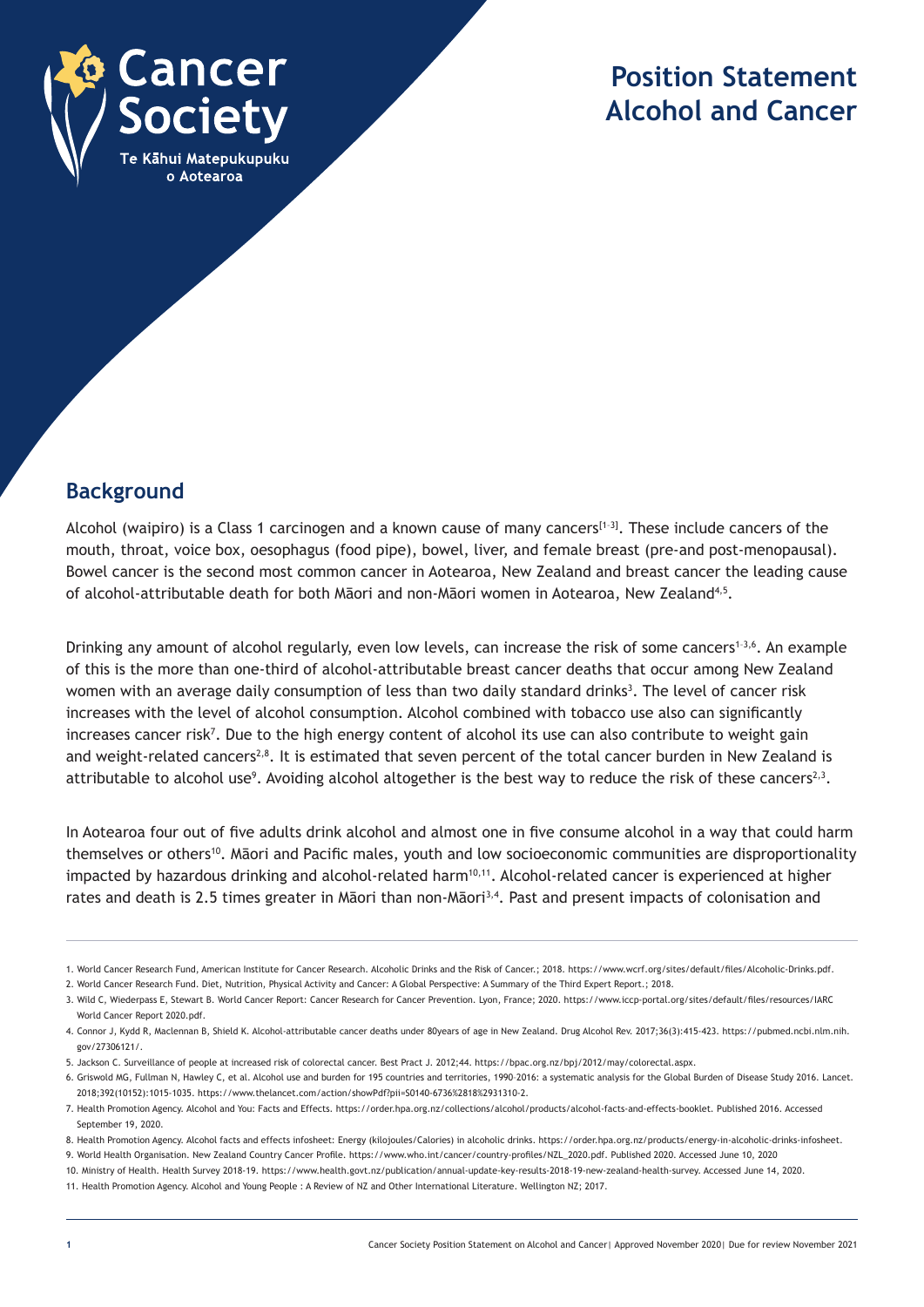Cancer Society

Te Kāhui Matepukupuku o Aotearoa

# Position Statement Alcohol and Cancer

## Background

Alcohol (waipiro) is a Class 1 carcinogen and a known cause of many cancers[1-3]. These include cancers of the mouth, throat, voice box, oesophagus (food pipe), bowel, liver, and female breast (pre-and post-menopausal). Bowel cancer is the second most common cancer in Aotearoa, New Zealand and breast cancer the leading cause of alcohol-attributable death for both Māori and non-Māori women in Aotearoa, New Zealand[4,5].

Drinking any amount of alcohol regularly, even low levels, can increase the risk of some cancers[1-3,6]. An example of this is the more than one-third of alcohol-attributable breast cancer deaths that occur among New Zealand women with an average daily consumption of less than two daily standard drinks[3]. The level of cancer risk increases with the level of alcohol consumption. Alcohol combined with tobacco use also can significantly increases cancer risk[7]. Due to the high energy content of alcohol its use can also contribute to weight gain and weight-related cancers[2,8]. It is estimated that seven percent of the total cancer burden in New Zealand is attributable to alcohol use[9]. Avoiding alcohol altogether is the best way to reduce the risk of these cancers[2,3].

In Aotearoa four out of five adults drink alcohol and almost one in five consume alcohol in a way that could harm themselves or others[10]. Māori and Pacific males, youth and low socioeconomic communities are disproportionality impacted by hazardous drinking and alcohol-related harm[10,11]. Alcohol-related cancer is experienced at higher rates and death is 2.5 times greater in Māori than non-Māori[3,4]. Past and present impacts of colonisation and

1. World Cancer Research Fund, American Institute for Cancer Research. Alcoholic Drinks and the Risk of Cancer.; 2018. https://www.wcrf.org/sites/default/files/Alcoholic-Drinks.pdf.
2. World Cancer Research Fund. Diet, Nutrition, Physical Activity and Cancer: A Global Perspective: A Summary of the Third Expert Report.; 2018.
3. Wild C, Wiederpass E, Stewart B. World Cancer Report: Cancer Research for Cancer Prevention. Lyon, France; 2020. https://www.iccp-portal.org/sites/default/files/resources/IARC World Cancer Report 2020.pdf.
4. Connor J, Kydd R, Maclennan B, Shield K. Alcohol-attributable cancer deaths under 80years of age in New Zealand. Drug Alcohol Rev. 2017;36(3):415-423. https://pubmed.ncbi.nlm.nih.gov/27306121/.
5. Jackson C. Surveillance of people at increased risk of colorectal cancer. Best Pract J. 2012;44. https://bpac.org.nz/bpj/2012/may/colorectal.aspx.
6. Griswold MG, Fullman N, Hawley C, et al. Alcohol use and burden for 195 countries and territories, 1990-2016: a systematic analysis for the Global Burden of Disease Study 2016. Lancet. 2018;392(10152):1015-1035. https://www.thelancet.com/action/showPdf?pii=S0140-6736%2818%2931310-2.
7. Health Promotion Agency. Alcohol and You: Facts and Effects. https://order.hpa.org.nz/collections/alcohol/products/alcohol-facts-and-effects-booklet. Published 2016. Accessed September 19, 2020.
8. Health Promotion Agency. Alcohol facts and effects infosheet: Energy (kilojoules/Calories) in alcoholic drinks. https://order.hpa.org.nz/products/energy-in-alcoholic-drinks-infosheet.
9. World Health Organisation. New Zealand Country Cancer Profile. https://www.who.int/cancer/country-profiles/NZL_2020.pdf. Published 2020. Accessed June 10, 2020
10. Ministry of Health. Health Survey 2018-19. https://www.health.govt.nz/publication/annual-update-key-results-2018-19-new-zealand-health-survey. Accessed June 14, 2020.
11. Health Promotion Agency. Alcohol and Young People : A Review of NZ and Other International Literature. Wellington NZ; 2017.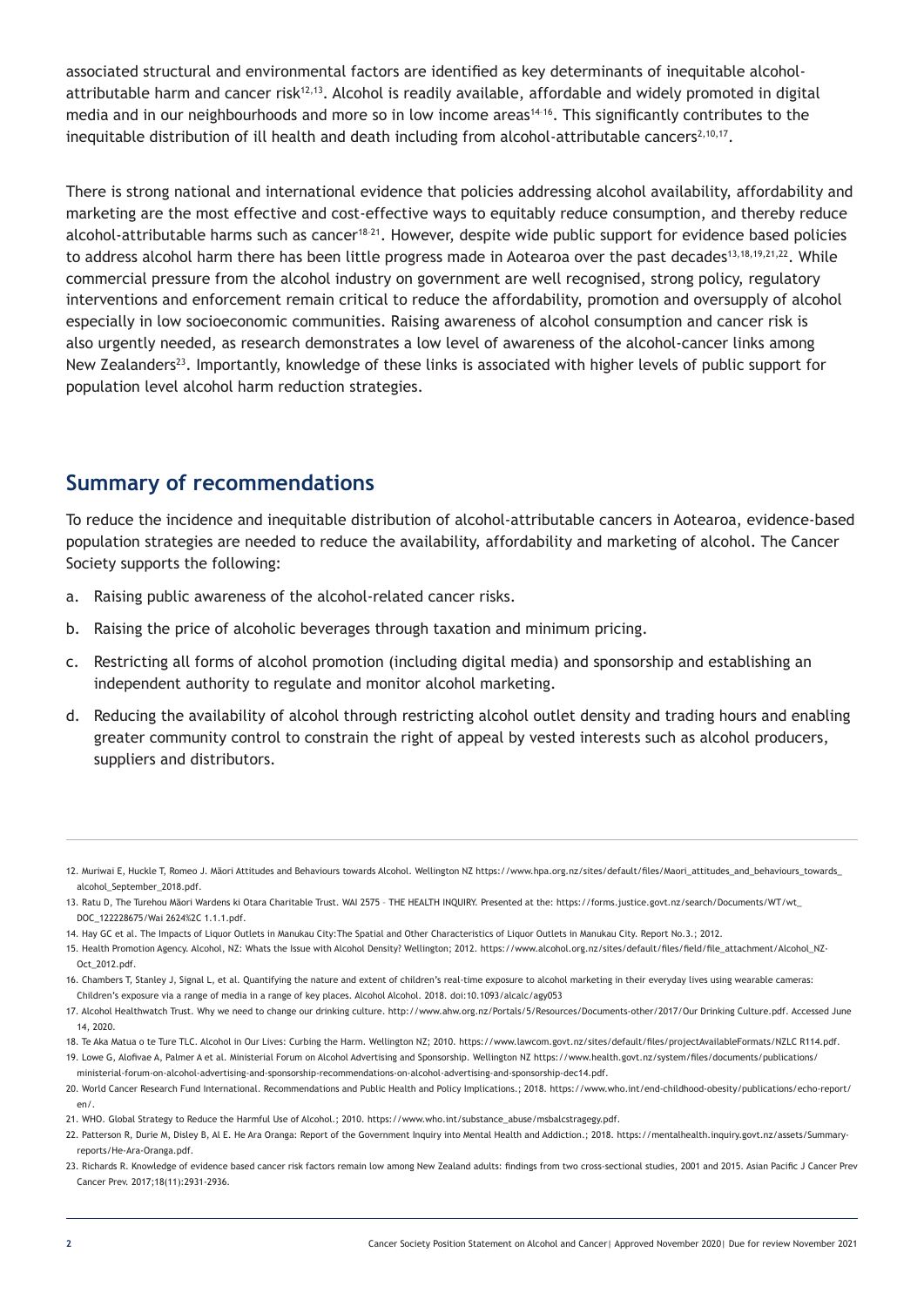associated structural and environmental factors are identified as key determinants of inequitable alcohol-attributable harm and cancer risk[12,13]. Alcohol is readily available, affordable and widely promoted in digital media and in our neighbourhoods and more so in low income areas[14-16]. This significantly contributes to the inequitable distribution of ill health and death including from alcohol-attributable cancers[2,10,17].

There is strong national and international evidence that policies addressing alcohol availability, affordability and marketing are the most effective and cost-effective ways to equitably reduce consumption, and thereby reduce alcohol-attributable harms such as cancer[18-21]. However, despite wide public support for evidence based policies to address alcohol harm there has been little progress made in Aotearoa over the past decades[13,18,19,21,22]. While commercial pressure from the alcohol industry on government are well recognised, strong policy, regulatory interventions and enforcement remain critical to reduce the affordability, promotion and oversupply of alcohol especially in low socioeconomic communities. Raising awareness of alcohol consumption and cancer risk is also urgently needed, as research demonstrates a low level of awareness of the alcohol-cancer links among New Zealanders[23]. Importantly, knowledge of these links is associated with higher levels of public support for population level alcohol harm reduction strategies.

## Summary of recommendations

To reduce the incidence and inequitable distribution of alcohol-attributable cancers in Aotearoa, evidence-based population strategies are needed to reduce the availability, affordability and marketing of alcohol. The Cancer Society supports the following:

a. Raising public awareness of the alcohol-related cancer risks.

b. Raising the price of alcoholic beverages through taxation and minimum pricing.

c. Restricting all forms of alcohol promotion (including digital media) and sponsorship and establishing an independent authority to regulate and monitor alcohol marketing.

d. Reducing the availability of alcohol through restricting alcohol outlet density and trading hours and enabling greater community control to constrain the right of appeal by vested interests such as alcohol producers, suppliers and distributors.

---

12. Muriwai E, Huckle T, Romeo J. Māori Attitudes and Behaviours towards Alcohol. Wellington NZ https://www.hpa.org.nz/sites/default/files/Maori_attitudes_and_behaviours_towards_alcohol_September_2018.pdf.
13. Ratu D, The Turehou Māori Wardens ki Otara Charitable Trust. WAI 2575 – THE HEALTH INQUIRY. Presented at the: https://forms.justice.govt.nz/search/Documents/WT/wt_DOC_122228675/Wai 2624%2C 1.1.1.pdf.
14. Hay GC et al. The Impacts of Liquor Outlets in Manukau City:The Spatial and Other Characteristics of Liquor Outlets in Manukau City. Report No.3.; 2012.
15. Health Promotion Agency. Alcohol, NZ: Whats the Issue with Alcohol Density? Wellington; 2012. https://www.alcohol.org.nz/sites/default/files/field/file_attachment/Alcohol_NZ-Oct_2012.pdf.
16. Chambers T, Stanley J, Signal L, et al. Quantifying the nature and extent of children's real-time exposure to alcohol marketing in their everyday lives using wearable cameras: Children's exposure via a range of media in a range of key places. Alcohol Alcohol. 2018. doi:10.1093/alcalc/agy053
17. Alcohol Healthwatch Trust. Why we need to change our drinking culture. http://www.ahw.org.nz/Portals/5/Resources/Documents-other/2017/Our Drinking Culture.pdf. Accessed June 14, 2020.
18. Te Aka Matua o te Ture TLC. Alcohol in Our Lives: Curbing the Harm. Wellington NZ; 2010. https://www.lawcom.govt.nz/sites/default/files/projectAvailableFormats/NZLC R114.pdf.
19. Lowe G, Alofivae A, Palmer A et al. Ministerial Forum on Alcohol Advertising and Sponsorship. Wellington NZ https://www.health.govt.nz/system/files/documents/publications/ministerial-forum-on-alcohol-advertising-and-sponsorship-recommendations-on-alcohol-advertising-and-sponsorship-dec14.pdf.
20. World Cancer Research Fund International. Recommendations and Public Health and Policy Implications.; 2018. https://www.who.int/end-childhood-obesity/publications/echo-report/en/.
21. WHO. Global Strategy to Reduce the Harmful Use of Alcohol.; 2010. https://www.who.int/substance_abuse/msbalcstragegy.pdf.
22. Patterson R, Durie M, Disley B, Al E. He Ara Oranga: Report of the Government Inquiry into Mental Health and Addiction.; 2018. https://mentalhealth.inquiry.govt.nz/assets/Summary-reports/He-Ara-Oranga.pdf.
23. Richards R. Knowledge of evidence based cancer risk factors remain low among New Zealand adults: findings from two cross-sectional studies, 2001 and 2015. Asian Pacific J Cancer Prev Cancer Prev. 2017;18(11):2931-2936.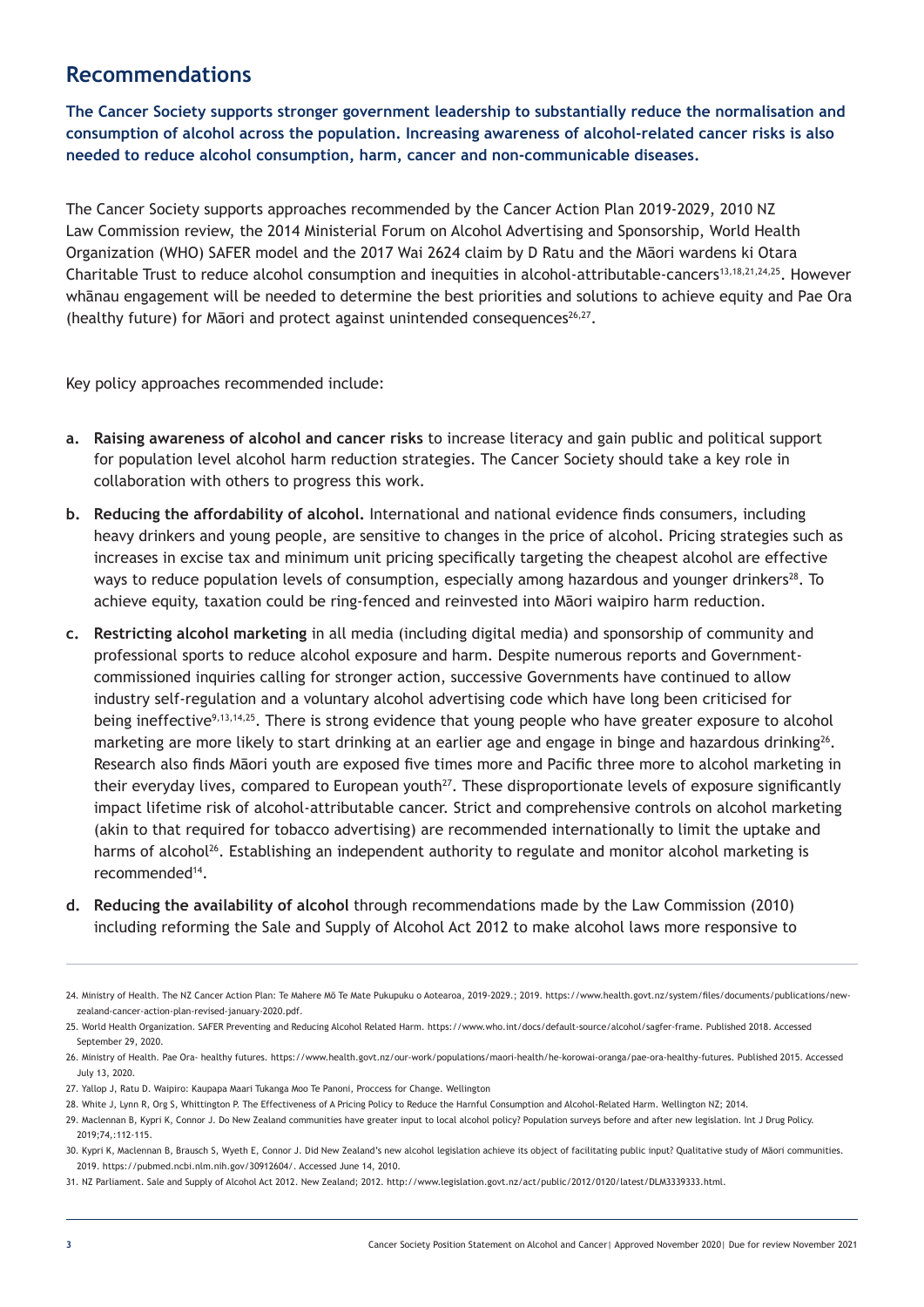## Recommendations

**The Cancer Society supports stronger government leadership to substantially reduce the normalisation and consumption of alcohol across the population. Increasing awareness of alcohol-related cancer risks is also needed to reduce alcohol consumption, harm, cancer and non-communicable diseases.**

The Cancer Society supports approaches recommended by the Cancer Action Plan 2019-2029, 2010 NZ Law Commission review, the 2014 Ministerial Forum on Alcohol Advertising and Sponsorship, World Health Organization (WHO) SAFER model and the 2017 Wai 2624 claim by D Ratu and the Māori wardens ki Otara Charitable Trust to reduce alcohol consumption and inequities in alcohol-attributable-cancers[13,18,21,24,25]. However whānau engagement will be needed to determine the best priorities and solutions to achieve equity and Pae Ora (healthy future) for Māori and protect against unintended consequences[26,27].

Key policy approaches recommended include:

- **a. Raising awareness of alcohol and cancer risks** to increase literacy and gain public and political support for population level alcohol harm reduction strategies. The Cancer Society should take a key role in collaboration with others to progress this work.
- **b. Reducing the affordability of alcohol.** International and national evidence finds consumers, including heavy drinkers and young people, are sensitive to changes in the price of alcohol. Pricing strategies such as increases in excise tax and minimum unit pricing specifically targeting the cheapest alcohol are effective ways to reduce population levels of consumption, especially among hazardous and younger drinkers[28]. To achieve equity, taxation could be ring-fenced and reinvested into Māori waipiro harm reduction.
- **c. Restricting alcohol marketing** in all media (including digital media) and sponsorship of community and professional sports to reduce alcohol exposure and harm. Despite numerous reports and Government-commissioned inquiries calling for stronger action, successive Governments have continued to allow industry self-regulation and a voluntary alcohol advertising code which have long been criticised for being ineffective[9,13,14,25]. There is strong evidence that young people who have greater exposure to alcohol marketing are more likely to start drinking at an earlier age and engage in binge and hazardous drinking[26]. Research also finds Māori youth are exposed five times more and Pacific three more to alcohol marketing in their everyday lives, compared to European youth[27]. These disproportionate levels of exposure significantly impact lifetime risk of alcohol-attributable cancer. Strict and comprehensive controls on alcohol marketing (akin to that required for tobacco advertising) are recommended internationally to limit the uptake and harms of alcohol[26]. Establishing an independent authority to regulate and monitor alcohol marketing is recommended[14].
- **d. Reducing the availability of alcohol** through recommendations made by the Law Commission (2010) including reforming the Sale and Supply of Alcohol Act 2012 to make alcohol laws more responsive to

---

24. Ministry of Health. The NZ Cancer Action Plan: Te Mahere Mō Te Mate Pukupuku o Aotearoa, 2019-2029.; 2019. https://www.health.govt.nz/system/files/documents/publications/new-zealand-cancer-action-plan-revised-january-2020.pdf.
25. World Health Organization. SAFER Preventing and Reducing Alcohol Related Harm. https://www.who.int/docs/default-source/alcohol/safer-frame. Published 2018. Accessed September 29, 2020.
26. Ministry of Health. Pae Ora- healthy futures. https://www.health.govt.nz/our-work/populations/maori-health/he-korowai-oranga/pae-ora-healthy-futures. Published 2015. Accessed July 13, 2020.
27. Yallop J, Ratu D. Waipiro: Kaupapa Maari Tukanga Moo Te Panoni, Proccess for Change. Wellington
28. White J, Lynn R, Org S, Whittington P. The Effectiveness of A Pricing Policy to Reduce the Harnful Consumption and Alcohol-Related Harm. Wellington NZ; 2014.
29. Maclennan B, Kypri K, Connor J. Do New Zealand communities have greater input to local alcohol policy? Population surveys before and after new legislation. Int J Drug Policy. 2019;74,:112-115.
30. Kypri K, Maclennan B, Brausch S, Wyeth E, Connor J. Did New Zealand's new alcohol legislation achieve its object of facilitating public input? Qualitative study of Māori communities. 2019. https://pubmed.ncbi.nlm.nih.gov/30912604/. Accessed June 14, 2010.
31. NZ Parliament. Sale and Supply of Alcohol Act 2012. New Zealand; 2012. http://www.legislation.govt.nz/act/public/2012/0120/latest/DLM3339333.html.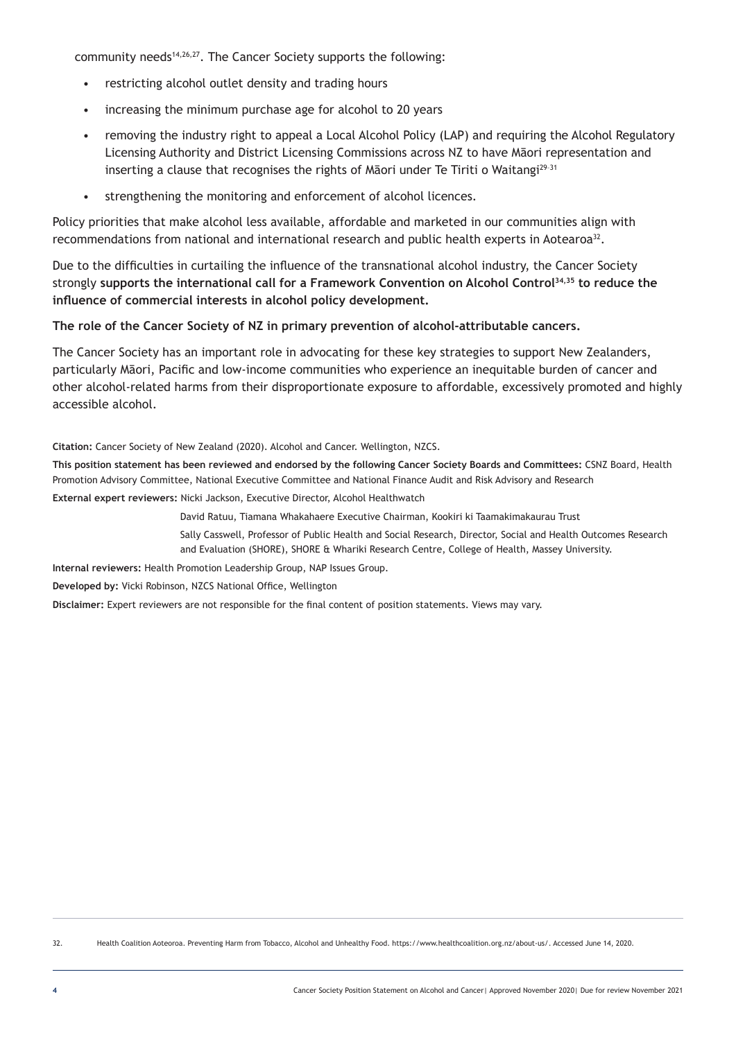community needs[14,26,27]. The Cancer Society supports the following:

- restricting alcohol outlet density and trading hours
- increasing the minimum purchase age for alcohol to 20 years
- removing the industry right to appeal a Local Alcohol Policy (LAP) and requiring the Alcohol Regulatory Licensing Authority and District Licensing Commissions across NZ to have Māori representation and inserting a clause that recognises the rights of Māori under Te Tiriti o Waitangi[29-31]
- strengthening the monitoring and enforcement of alcohol licences.

Policy priorities that make alcohol less available, affordable and marketed in our communities align with recommendations from national and international research and public health experts in Aotearoa[32].

Due to the difficulties in curtailing the influence of the transnational alcohol industry, the Cancer Society strongly **supports the international call for a Framework Convention on Alcohol Control[34,35] to reduce the influence of commercial interests in alcohol policy development.**

**The role of the Cancer Society of NZ in primary prevention of alcohol-attributable cancers.**

The Cancer Society has an important role in advocating for these key strategies to support New Zealanders, particularly Māori, Pacific and low-income communities who experience an inequitable burden of cancer and other alcohol-related harms from their disproportionate exposure to affordable, excessively promoted and highly accessible alcohol.

**Citation:** Cancer Society of New Zealand (2020). Alcohol and Cancer. Wellington, NZCS.

**This position statement has been reviewed and endorsed by the following Cancer Society Boards and Committees:** CSNZ Board, Health Promotion Advisory Committee, National Executive Committee and National Finance Audit and Risk Advisory and Research

**External expert reviewers:** Nicki Jackson, Executive Director, Alcohol Healthwatch

David Ratuu, Tiamana Whakahaere Executive Chairman, Kookiri ki Taamakimakaurau Trust

Sally Casswell, Professor of Public Health and Social Research, Director, Social and Health Outcomes Research and Evaluation (SHORE), SHORE & Whariki Research Centre, College of Health, Massey University.

**Internal reviewers:** Health Promotion Leadership Group, NAP Issues Group.

**Developed by:** Vicki Robinson, NZCS National Office, Wellington

**Disclaimer:** Expert reviewers are not responsible for the final content of position statements. Views may vary.

---

32. Health Coalition Aotearoa. Preventing Harm from Tobacco, Alcohol and Unhealthy Food. https://www.healthcoalition.org.nz/about-us/. Accessed June 14, 2020.